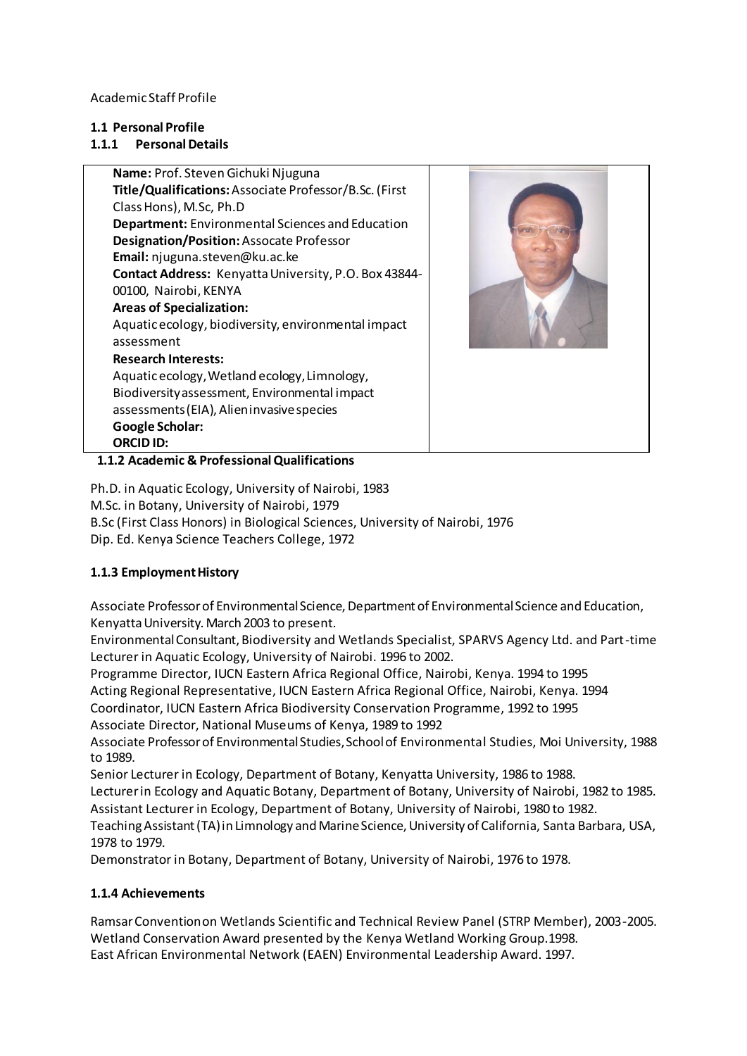Academic Staff Profile

**1.1 Personal Profile**

**1.1.1 Personal Details**

**Name:** Prof. Steven Gichuki Njuguna
**Title/Qualifications:** Associate Professor/B.Sc. (First Class Hons), M.Sc, Ph.D
**Department:** Environmental Sciences and Education
**Designation/Position:** Assocate Professor
**Email:** njuguna.steven@ku.ac.ke
**Contact Address:** Kenyatta University, P.O. Box 43844-00100, Nairobi, KENYA
**Areas of Specialization:**
Aquatic ecology, biodiversity, environmental impact assessment
**Research Interests:**
Aquatic ecology, Wetland ecology, Limnology, Biodiversity assessment, Environmental impact assessments (EIA), Alien invasive species
**Google Scholar:**
**ORCID ID:**

**1.1.2 Academic & Professional Qualifications**

Ph.D. in Aquatic Ecology, University of Nairobi, 1983
M.Sc. in Botany, University of Nairobi, 1979
B.Sc (First Class Honors) in Biological Sciences, University of Nairobi, 1976
Dip. Ed. Kenya Science Teachers College, 1972

**1.1.3 Employment History**

Associate Professor of Environmental Science, Department of Environmental Science and Education, Kenyatta University. March 2003 to present.
Environmental Consultant, Biodiversity and Wetlands Specialist, SPARVS Agency Ltd. and Part-time Lecturer in Aquatic Ecology, University of Nairobi. 1996 to 2002.
Programme Director, IUCN Eastern Africa Regional Office, Nairobi, Kenya. 1994 to 1995
Acting Regional Representative, IUCN Eastern Africa Regional Office, Nairobi, Kenya. 1994
Coordinator, IUCN Eastern Africa Biodiversity Conservation Programme, 1992 to 1995
Associate Director, National Museums of Kenya, 1989 to 1992
Associate Professor of Environmental Studies, School of Environmental Studies, Moi University, 1988 to 1989.
Senior Lecturer in Ecology, Department of Botany, Kenyatta University, 1986 to 1988.
Lecturer in Ecology and Aquatic Botany, Department of Botany, University of Nairobi, 1982 to 1985.
Assistant Lecturer in Ecology, Department of Botany, University of Nairobi, 1980 to 1982.
Teaching Assistant (TA) in Limnology and Marine Science, University of California, Santa Barbara, USA, 1978 to 1979.
Demonstrator in Botany, Department of Botany, University of Nairobi, 1976 to 1978.

**1.1.4 Achievements**

Ramsar Convention on Wetlands Scientific and Technical Review Panel (STRP Member), 2003-2005.
Wetland Conservation Award presented by the Kenya Wetland Working Group. 1998.
East African Environmental Network (EAEN) Environmental Leadership Award. 1997.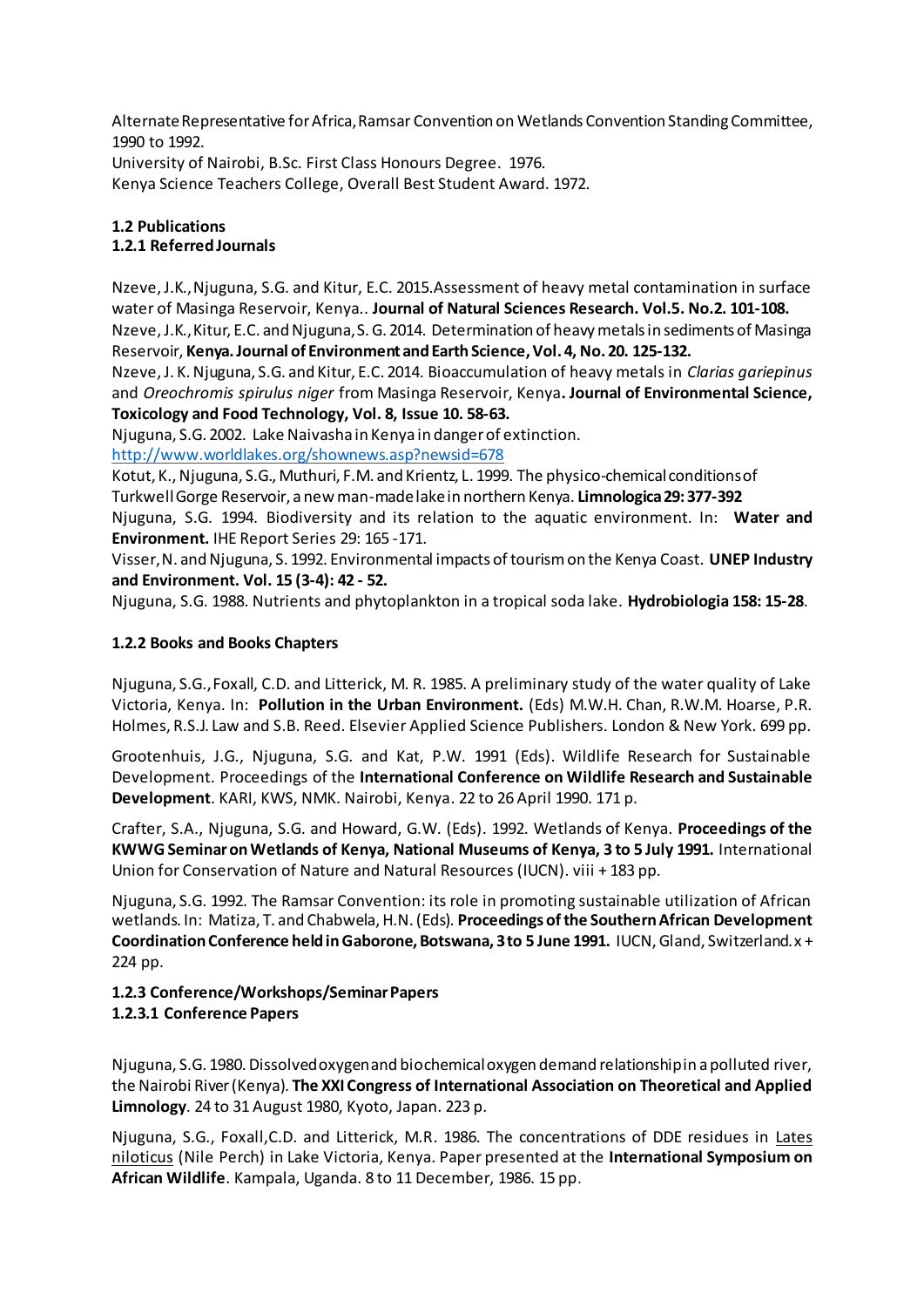Alternate Representative for Africa, Ramsar Convention on Wetlands Convention Standing Committee, 1990 to 1992.
University of Nairobi, B.Sc. First Class Honours Degree. 1976.
Kenya Science Teachers College, Overall Best Student Award. 1972.

### 1.2 Publications
#### 1.2.1 Referred Journals

Nzeve, J.K., Njuguna, S.G. and Kitur, E.C. 2015.Assessment of heavy metal contamination in surface water of Masinga Reservoir, Kenya.. **Journal of Natural Sciences Research. Vol.5. No.2. 101-108.**
Nzeve, J.K., Kitur, E.C. and Njuguna, S. G. 2014. Determination of heavy metals in sediments of Masinga Reservoir, **Kenya. Journal of Environment and Earth Science, Vol. 4, No. 20. 125-132.**
Nzeve, J. K. Njuguna, S.G. and Kitur, E.C. 2014. Bioaccumulation of heavy metals in *Clarias gariepinus* and *Oreochromis spirulus niger* from Masinga Reservoir, Kenya**. Journal of Environmental Science, Toxicology and Food Technology, Vol. 8, Issue 10. 58-63.**
Njuguna, S.G. 2002. Lake Naivasha in Kenya in danger of extinction.
http://www.worldlakes.org/shownews.asp?newsid=678
Kotut, K., Njuguna, S.G., Muthuri, F.M. and Krientz, L. 1999. The physico-chemical conditions of Turkwell Gorge Reservoir, a new man-made lake in northern Kenya. **Limnologica 29: 377-392**
Njuguna, S.G. 1994. Biodiversity and its relation to the aquatic environment. In: **Water and Environment.** IHE Report Series 29: 165 -171.
Visser, N. and Njuguna, S. 1992. Environmental impacts of tourism on the Kenya Coast. **UNEP Industry and Environment. Vol. 15 (3-4): 42 - 52.**
Njuguna, S.G. 1988. Nutrients and phytoplankton in a tropical soda lake. **Hydrobiologia 158: 15-28**.

#### 1.2.2 Books and Books Chapters

Njuguna, S.G., Foxall, C.D. and Litterick, M. R. 1985. A preliminary study of the water quality of Lake Victoria, Kenya. In: **Pollution in the Urban Environment.** (Eds) M.W.H. Chan, R.W.M. Hoarse, P.R. Holmes, R.S.J. Law and S.B. Reed. Elsevier Applied Science Publishers. London & New York. 699 pp.

Grootenhuis, J.G., Njuguna, S.G. and Kat, P.W. 1991 (Eds). Wildlife Research for Sustainable Development. Proceedings of the **International Conference on Wildlife Research and Sustainable Development**. KARI, KWS, NMK. Nairobi, Kenya. 22 to 26 April 1990. 171 p.

Crafter, S.A., Njuguna, S.G. and Howard, G.W. (Eds). 1992. Wetlands of Kenya. **Proceedings of the KWWG Seminar on Wetlands of Kenya, National Museums of Kenya, 3 to 5 July 1991.** International Union for Conservation of Nature and Natural Resources (IUCN). viii + 183 pp.

Njuguna, S.G. 1992. The Ramsar Convention: its role in promoting sustainable utilization of African wetlands. In: Matiza, T. and Chabwela, H.N. (Eds). **Proceedings of the Southern African Development Coordination Conference held in Gaborone, Botswana, 3 to 5 June 1991.** IUCN, Gland, Switzerland. x + 224 pp.

#### 1.2.3 Conference/Workshops/Seminar Papers
##### 1.2.3.1 Conference Papers

Njuguna, S.G. 1980. Dissolved oxygen and biochemical oxygen demand relationship in a polluted river, the Nairobi River (Kenya). **The XXI Congress of International Association on Theoretical and Applied Limnology**. 24 to 31 August 1980, Kyoto, Japan. 223 p.

Njuguna, S.G., Foxall, C.D. and Litterick, M.R. 1986. The concentrations of DDE residues in Lates niloticus (Nile Perch) in Lake Victoria, Kenya. Paper presented at the **International Symposium on African Wildlife**. Kampala, Uganda. 8 to 11 December, 1986. 15 pp.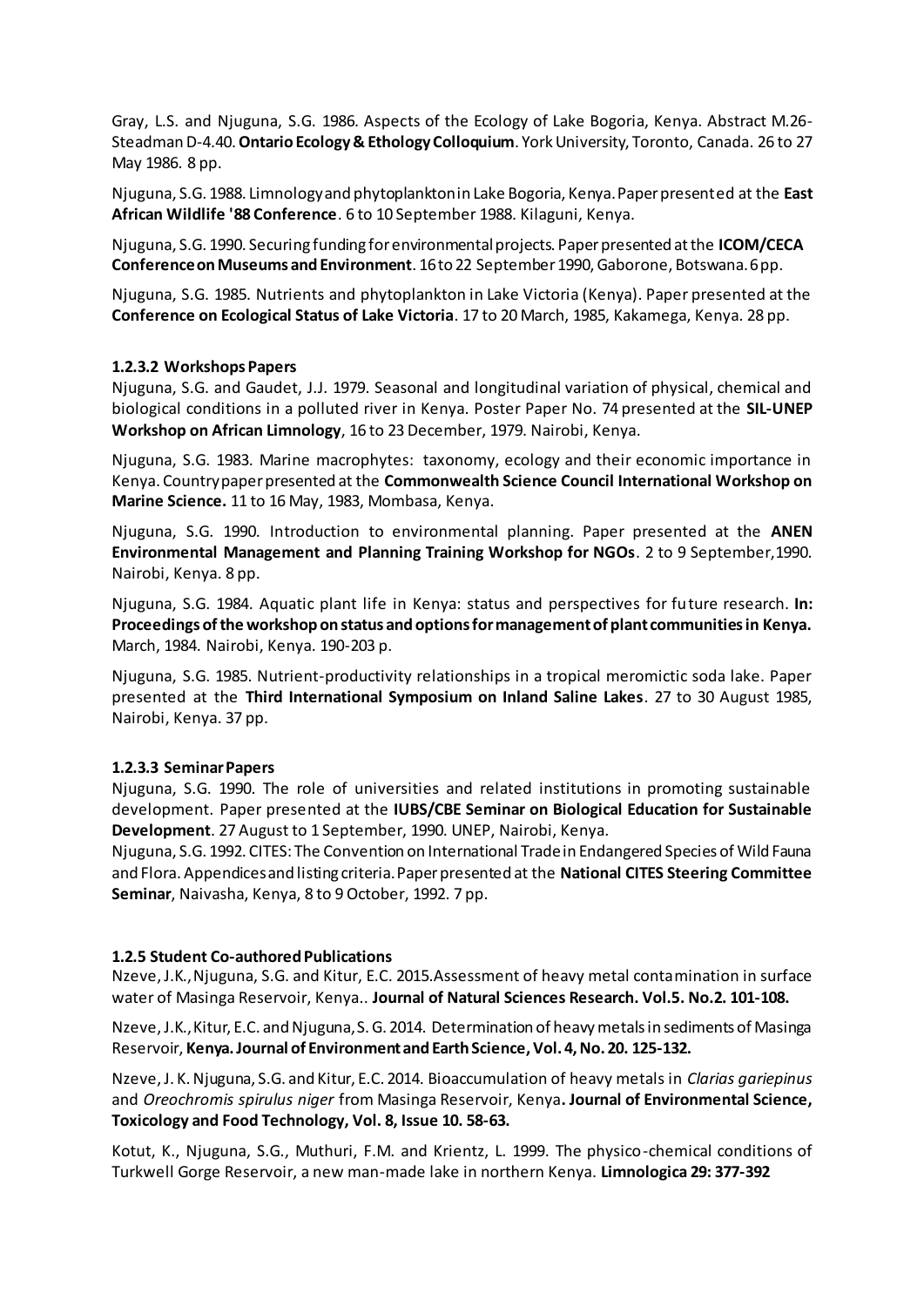Gray, L.S. and Njuguna, S.G. 1986. Aspects of the Ecology of Lake Bogoria, Kenya. Abstract M.26-Steadman D-4.40. **Ontario Ecology & Ethology Colloquium**. York University, Toronto, Canada. 26 to 27 May 1986. 8 pp.

Njuguna, S.G. 1988. Limnology and phytoplankton in Lake Bogoria, Kenya. Paper presented at the **East African Wildlife '88 Conference**. 6 to 10 September 1988. Kilaguni, Kenya.

Njuguna, S.G. 1990. Securing funding for environmental projects. Paper presented at the **ICOM/CECA Conference on Museums and Environment**. 16 to 22 September 1990, Gaborone, Botswana. 6 pp.

Njuguna, S.G. 1985. Nutrients and phytoplankton in Lake Victoria (Kenya). Paper presented at the **Conference on Ecological Status of Lake Victoria**. 17 to 20 March, 1985, Kakamega, Kenya. 28 pp.

#### 1.2.3.2 Workshops Papers

Njuguna, S.G. and Gaudet, J.J. 1979. Seasonal and longitudinal variation of physical, chemical and biological conditions in a polluted river in Kenya. Poster Paper No. 74 presented at the **SIL-UNEP Workshop on African Limnology**, 16 to 23 December, 1979. Nairobi, Kenya.

Njuguna, S.G. 1983. Marine macrophytes: taxonomy, ecology and their economic importance in Kenya. Country paper presented at the **Commonwealth Science Council International Workshop on Marine Science.** 11 to 16 May, 1983, Mombasa, Kenya.

Njuguna, S.G. 1990. Introduction to environmental planning. Paper presented at the **ANEN Environmental Management and Planning Training Workshop for NGOs**. 2 to 9 September,1990. Nairobi, Kenya. 8 pp.

Njuguna, S.G. 1984. Aquatic plant life in Kenya: status and perspectives for future research. **In: Proceedings of the workshop on status and options for management of plant communities in Kenya.** March, 1984. Nairobi, Kenya. 190-203 p.

Njuguna, S.G. 1985. Nutrient-productivity relationships in a tropical meromictic soda lake. Paper presented at the **Third International Symposium on Inland Saline Lakes**. 27 to 30 August 1985, Nairobi, Kenya. 37 pp.

#### 1.2.3.3 Seminar Papers

Njuguna, S.G. 1990. The role of universities and related institutions in promoting sustainable development. Paper presented at the **IUBS/CBE Seminar on Biological Education for Sustainable Development**. 27 August to 1 September, 1990. UNEP, Nairobi, Kenya.
Njuguna, S.G. 1992. CITES: The Convention on International Trade in Endangered Species of Wild Fauna and Flora. Appendices and listing criteria. Paper presented at the **National CITES Steering Committee Seminar**, Naivasha, Kenya, 8 to 9 October, 1992. 7 pp.

#### 1.2.5 Student Co-authored Publications

Nzeve, J.K., Njuguna, S.G. and Kitur, E.C. 2015.Assessment of heavy metal contamination in surface water of Masinga Reservoir, Kenya.. **Journal of Natural Sciences Research. Vol.5. No.2. 101-108.**

Nzeve, J.K., Kitur, E.C. and Njuguna, S. G. 2014. Determination of heavy metals in sediments of Masinga Reservoir, **Kenya. Journal of Environment and Earth Science, Vol. 4, No. 20. 125-132.**

Nzeve, J. K. Njuguna, S.G. and Kitur, E.C. 2014. Bioaccumulation of heavy metals in *Clarias gariepinus* and *Oreochromis spirulus niger* from Masinga Reservoir, Kenya**. Journal of Environmental Science, Toxicology and Food Technology, Vol. 8, Issue 10. 58-63.**

Kotut, K., Njuguna, S.G., Muthuri, F.M. and Krientz, L. 1999. The physico-chemical conditions of Turkwell Gorge Reservoir, a new man-made lake in northern Kenya. **Limnologica 29: 377-392**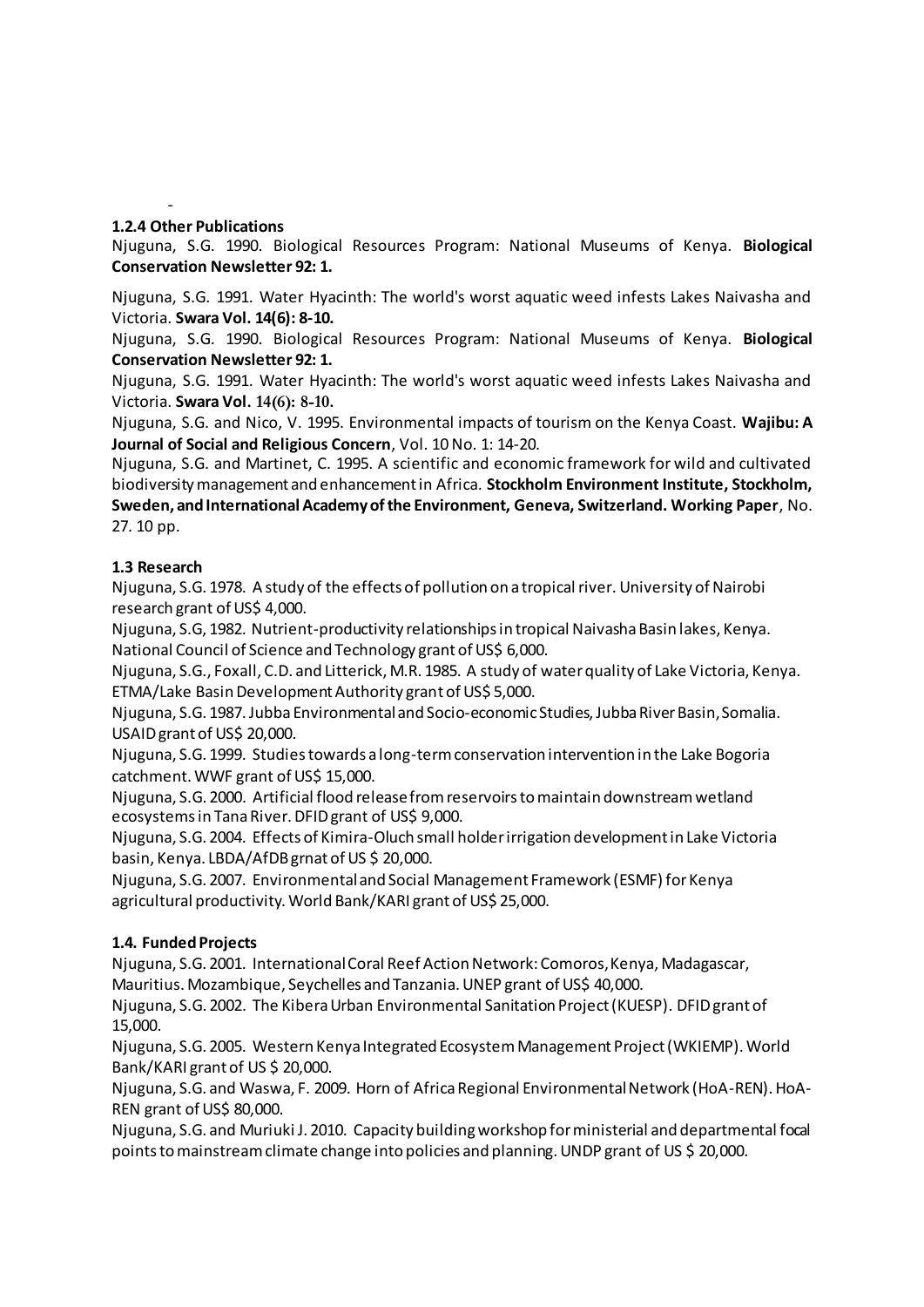-

### 1.2.4 Other Publications

Njuguna, S.G. 1990. Biological Resources Program: National Museums of Kenya. **Biological Conservation Newsletter 92: 1.**

Njuguna, S.G. 1991. Water Hyacinth: The world's worst aquatic weed infests Lakes Naivasha and Victoria. **Swara Vol. 14(6): 8-10.**

Njuguna, S.G. 1990. Biological Resources Program: National Museums of Kenya. **Biological Conservation Newsletter 92: 1.**

Njuguna, S.G. 1991. Water Hyacinth: The world's worst aquatic weed infests Lakes Naivasha and Victoria. **Swara Vol. 14(6): 8-10.**

Njuguna, S.G. and Nico, V. 1995. Environmental impacts of tourism on the Kenya Coast. **Wajibu: A Journal of Social and Religious Concern**, Vol. 10 No. 1: 14-20.

Njuguna, S.G. and Martinet, C. 1995. A scientific and economic framework for wild and cultivated biodiversity management and enhancement in Africa. **Stockholm Environment Institute, Stockholm, Sweden, and International Academy of the Environment, Geneva, Switzerland. Working Paper**, No. 27. 10 pp.

### 1.3 Research

Njuguna, S.G. 1978. A study of the effects of pollution on a tropical river. University of Nairobi research grant of US$ 4,000.

Njuguna, S.G, 1982. Nutrient-productivity relationships in tropical Naivasha Basin lakes, Kenya. National Council of Science and Technology grant of US$ 6,000.

Njuguna, S.G., Foxall, C.D. and Litterick, M.R. 1985. A study of water quality of Lake Victoria, Kenya. ETMA/Lake Basin Development Authority grant of US$ 5,000.

Njuguna, S.G. 1987. Jubba Environmental and Socio-economic Studies, Jubba River Basin, Somalia. USAID grant of US$ 20,000.

Njuguna, S.G. 1999. Studies towards a long-term conservation intervention in the Lake Bogoria catchment. WWF grant of US$ 15,000.

Njuguna, S.G. 2000. Artificial flood release from reservoirs to maintain downstream wetland ecosystems in Tana River. DFID grant of US$ 9,000.

Njuguna, S.G. 2004. Effects of Kimira-Oluch small holder irrigation development in Lake Victoria basin, Kenya. LBDA/AfDB grnat of US $ 20,000.

Njuguna, S.G. 2007. Environmental and Social Management Framework (ESMF) for Kenya agricultural productivity. World Bank/KARI grant of US$ 25,000.

### 1.4. Funded Projects

Njuguna, S.G. 2001. International Coral Reef Action Network: Comoros, Kenya, Madagascar, Mauritius. Mozambique, Seychelles and Tanzania. UNEP grant of US$ 40,000.

Njuguna, S.G. 2002. The Kibera Urban Environmental Sanitation Project (KUESP). DFID grant of 15,000.

Njuguna, S.G. 2005. Western Kenya Integrated Ecosystem Management Project (WKIEMP). World Bank/KARI grant of US $ 20,000.

Njuguna, S.G. and Waswa, F. 2009. Horn of Africa Regional Environmental Network (HoA-REN). HoA-REN grant of US$ 80,000.

Njuguna, S.G. and Muriuki J. 2010. Capacity building workshop for ministerial and departmental focal points to mainstream climate change into policies and planning. UNDP grant of US $ 20,000.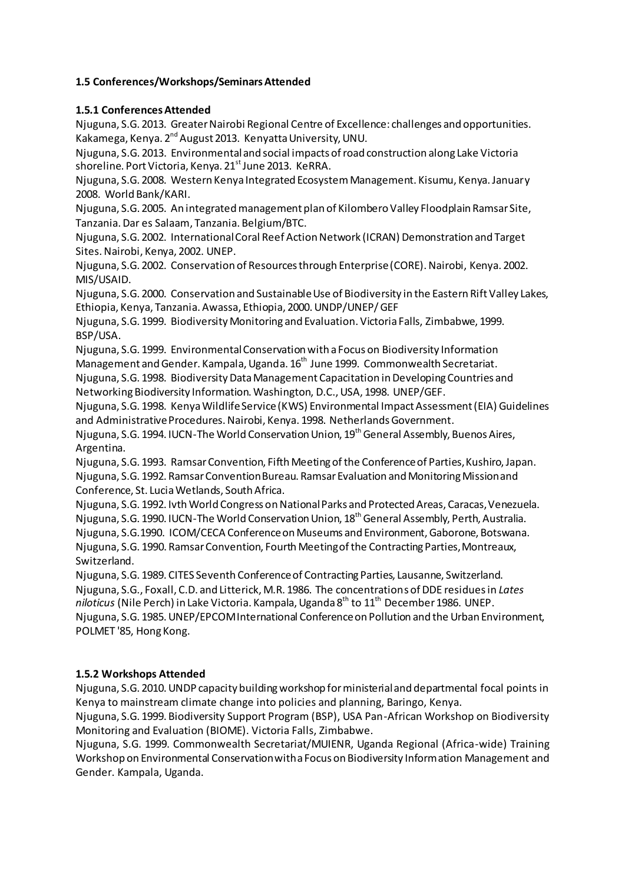### 1.5 Conferences/Workshops/Seminars Attended

#### 1.5.1 Conferences Attended

Njuguna, S.G. 2013. Greater Nairobi Regional Centre of Excellence: challenges and opportunities. Kakamega, Kenya. 2nd August 2013. Kenyatta University, UNU.

Njuguna, S.G. 2013. Environmental and social impacts of road construction along Lake Victoria shoreline. Port Victoria, Kenya. 21st June 2013. KeRRA.

Njuguna, S.G. 2008. Western Kenya Integrated Ecosystem Management. Kisumu, Kenya. January 2008. World Bank/KARI.

Njuguna, S.G. 2005. An integrated management plan of Kilombero Valley Floodplain Ramsar Site, Tanzania. Dar es Salaam, Tanzania. Belgium/BTC.

Njuguna, S.G. 2002. International Coral Reef Action Network (ICRAN) Demonstration and Target Sites. Nairobi, Kenya, 2002. UNEP.

Njuguna, S.G. 2002. Conservation of Resources through Enterprise (CORE). Nairobi, Kenya. 2002. MIS/USAID.

Njuguna, S.G. 2000. Conservation and Sustainable Use of Biodiversity in the Eastern Rift Valley Lakes, Ethiopia, Kenya, Tanzania. Awassa, Ethiopia, 2000. UNDP/UNEP/ GEF

Njuguna, S.G. 1999. Biodiversity Monitoring and Evaluation. Victoria Falls, Zimbabwe, 1999. BSP/USA.

Njuguna, S.G. 1999. Environmental Conservation with a Focus on Biodiversity Information Management and Gender. Kampala, Uganda. 16th June 1999. Commonwealth Secretariat.

Njuguna, S.G. 1998. Biodiversity Data Management Capacitation in Developing Countries and Networking Biodiversity Information. Washington, D.C., USA, 1998. UNEP/GEF.

Njuguna, S.G. 1998. Kenya Wildlife Service (KWS) Environmental Impact Assessment (EIA) Guidelines and Administrative Procedures. Nairobi, Kenya. 1998. Netherlands Government.

Njuguna, S.G. 1994. IUCN-The World Conservation Union, 19th General Assembly, Buenos Aires, Argentina.

Njuguna, S.G. 1993. Ramsar Convention, Fifth Meeting of the Conference of Parties, Kushiro, Japan.

Njuguna, S.G. 1992. Ramsar Convention Bureau. Ramsar Evaluation and Monitoring Mission and Conference, St. Lucia Wetlands, South Africa.

Njuguna, S.G. 1992. Ivth World Congress on National Parks and Protected Areas, Caracas, Venezuela.

Njuguna, S.G. 1990. IUCN-The World Conservation Union, 18th General Assembly, Perth, Australia.

Njuguna, S.G.1990. ICOM/CECA Conference on Museums and Environment, Gaborone, Botswana.

Njuguna, S.G. 1990. Ramsar Convention, Fourth Meeting of the Contracting Parties, Montreaux, Switzerland.

Njuguna, S.G. 1989. CITES Seventh Conference of Contracting Parties, Lausanne, Switzerland.

Njuguna, S.G., Foxall, C.D. and Litterick, M.R. 1986. The concentrations of DDE residues in *Lates niloticus* (Nile Perch) in Lake Victoria. Kampala, Uganda 8th to 11th December 1986. UNEP.

Njuguna, S.G. 1985. UNEP/EPCOM International Conference on Pollution and the Urban Environment, POLMET '85, Hong Kong.

#### 1.5.2 Workshops Attended

Njuguna, S.G. 2010. UNDP capacity building workshop for ministerial and departmental focal points in Kenya to mainstream climate change into policies and planning, Baringo, Kenya.

Njuguna, S.G. 1999. Biodiversity Support Program (BSP), USA Pan-African Workshop on Biodiversity Monitoring and Evaluation (BIOME). Victoria Falls, Zimbabwe.

Njuguna, S.G. 1999. Commonwealth Secretariat/MUIENR, Uganda Regional (Africa-wide) Training Workshop on Environmental Conservation with a Focus on Biodiversity Information Management and Gender. Kampala, Uganda.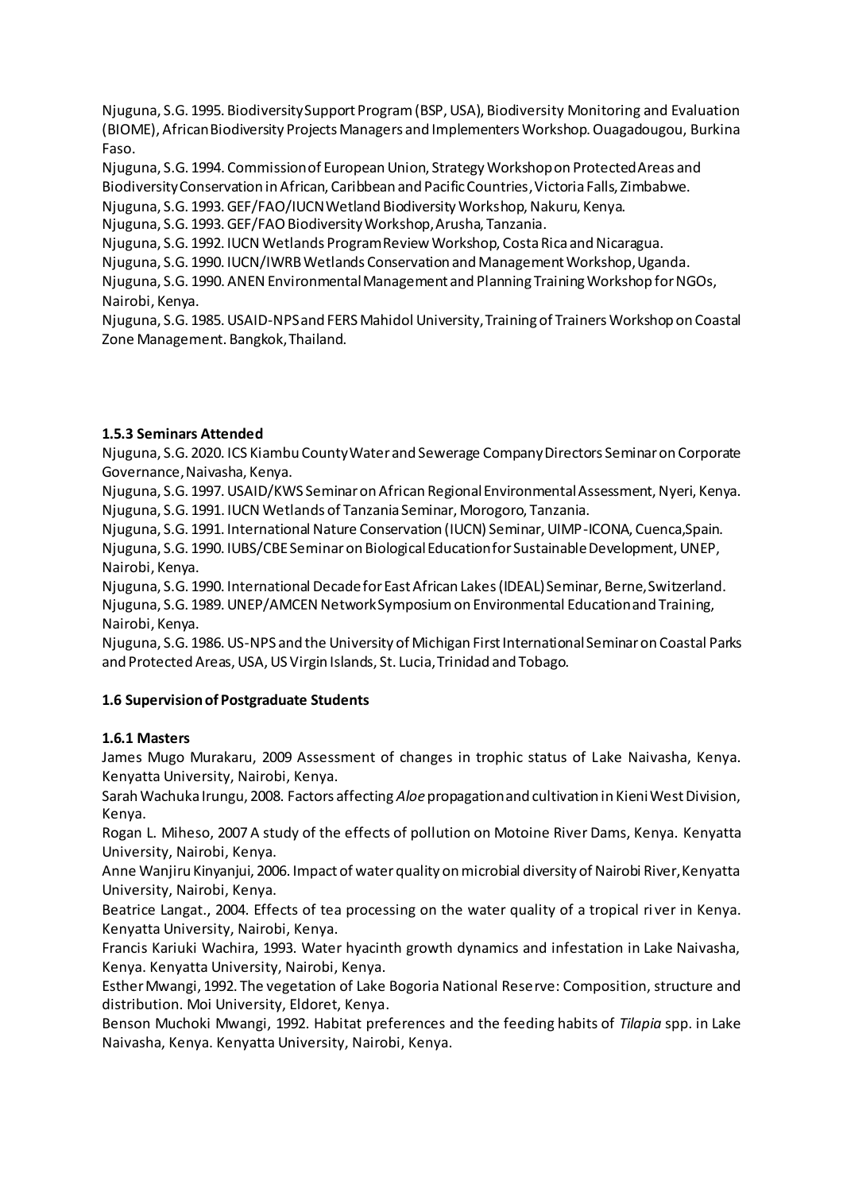Njuguna, S.G. 1995. Biodiversity Support Program (BSP, USA), Biodiversity Monitoring and Evaluation (BIOME), African Biodiversity Projects Managers and Implementers Workshop. Ouagadougou, Burkina Faso.

Njuguna, S.G. 1994. Commission of European Union, Strategy Workshop on Protected Areas and Biodiversity Conservation in African, Caribbean and Pacific Countries, Victoria Falls, Zimbabwe.

Njuguna, S.G. 1993. GEF/FAO/IUCN Wetland Biodiversity Workshop, Nakuru, Kenya.

Njuguna, S.G. 1993. GEF/FAO Biodiversity Workshop, Arusha, Tanzania.

Njuguna, S.G. 1992. IUCN Wetlands Program Review Workshop, Costa Rica and Nicaragua.

Njuguna, S.G. 1990. IUCN/IWRB Wetlands Conservation and Management Workshop, Uganda.

Njuguna, S.G. 1990. ANEN Environmental Management and Planning Training Workshop for NGOs, Nairobi, Kenya.

Njuguna, S.G. 1985. USAID-NPS and FERS Mahidol University, Training of Trainers Workshop on Coastal Zone Management. Bangkok, Thailand.

### 1.5.3 Seminars Attended

Njuguna, S.G. 2020. ICS Kiambu County Water and Sewerage Company Directors Seminar on Corporate Governance, Naivasha, Kenya.

Njuguna, S.G. 1997. USAID/KWS Seminar on African Regional Environmental Assessment, Nyeri, Kenya.

Njuguna, S.G. 1991. IUCN Wetlands of Tanzania Seminar, Morogoro, Tanzania.

Njuguna, S.G. 1991. International Nature Conservation (IUCN) Seminar, UIMP-ICONA, Cuenca, Spain.

Njuguna, S.G. 1990. IUBS/CBE Seminar on Biological Education for Sustainable Development, UNEP, Nairobi, Kenya.

Njuguna, S.G. 1990. International Decade for East African Lakes (IDEAL) Seminar, Berne, Switzerland.

Njuguna, S.G. 1989. UNEP/AMCEN Network Symposium on Environmental Education and Training, Nairobi, Kenya.

Njuguna, S.G. 1986. US-NPS and the University of Michigan First International Seminar on Coastal Parks and Protected Areas, USA, US Virgin Islands, St. Lucia, Trinidad and Tobago.

### 1.6 Supervision of Postgraduate Students

#### 1.6.1 Masters

James Mugo Murakaru, 2009 Assessment of changes in trophic status of Lake Naivasha, Kenya. Kenyatta University, Nairobi, Kenya.

Sarah Wachuka Irungu, 2008. Factors affecting *Aloe* propagation and cultivation in Kieni West Division, Kenya.

Rogan L. Miheso, 2007 A study of the effects of pollution on Motoine River Dams, Kenya. Kenyatta University, Nairobi, Kenya.

Anne Wanjiru Kinyanjui, 2006. Impact of water quality on microbial diversity of Nairobi River, Kenyatta University, Nairobi, Kenya.

Beatrice Langat., 2004. Effects of tea processing on the water quality of a tropical river in Kenya. Kenyatta University, Nairobi, Kenya.

Francis Kariuki Wachira, 1993. Water hyacinth growth dynamics and infestation in Lake Naivasha, Kenya. Kenyatta University, Nairobi, Kenya.

Esther Mwangi, 1992. The vegetation of Lake Bogoria National Reserve: Composition, structure and distribution. Moi University, Eldoret, Kenya.

Benson Muchoki Mwangi, 1992. Habitat preferences and the feeding habits of *Tilapia* spp. in Lake Naivasha, Kenya. Kenyatta University, Nairobi, Kenya.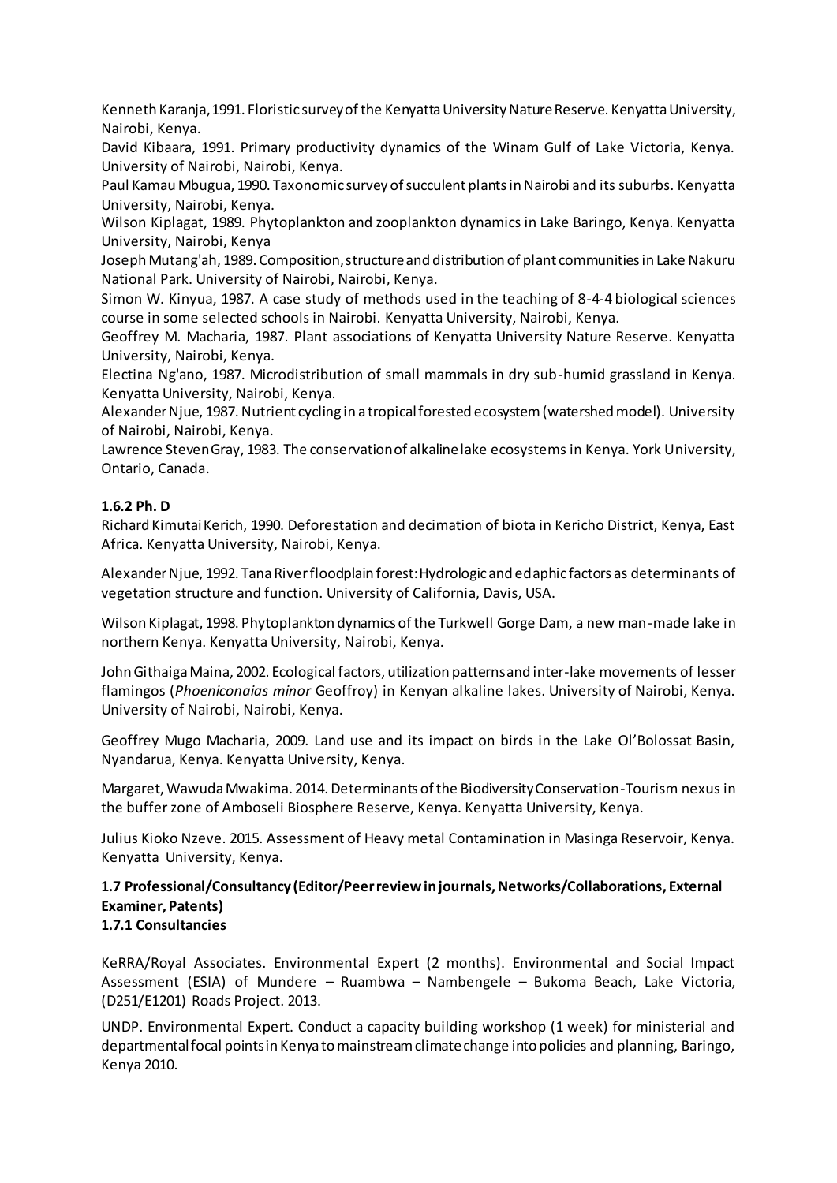Kenneth Karanja, 1991. Floristic survey of the Kenyatta University Nature Reserve. Kenyatta University, Nairobi, Kenya.

David Kibaara, 1991. Primary productivity dynamics of the Winam Gulf of Lake Victoria, Kenya. University of Nairobi, Nairobi, Kenya.

Paul Kamau Mbugua, 1990. Taxonomic survey of succulent plants in Nairobi and its suburbs. Kenyatta University, Nairobi, Kenya.

Wilson Kiplagat, 1989. Phytoplankton and zooplankton dynamics in Lake Baringo, Kenya. Kenyatta University, Nairobi, Kenya

Joseph Mutang'ah, 1989. Composition, structure and distribution of plant communities in Lake Nakuru National Park. University of Nairobi, Nairobi, Kenya.

Simon W. Kinyua, 1987. A case study of methods used in the teaching of 8-4-4 biological sciences course in some selected schools in Nairobi. Kenyatta University, Nairobi, Kenya.

Geoffrey M. Macharia, 1987. Plant associations of Kenyatta University Nature Reserve. Kenyatta University, Nairobi, Kenya.

Electina Ng'ano, 1987. Microdistribution of small mammals in dry sub-humid grassland in Kenya. Kenyatta University, Nairobi, Kenya.

Alexander Njue, 1987. Nutrient cycling in a tropical forested ecosystem (watershed model). University of Nairobi, Nairobi, Kenya.

Lawrence Steven Gray, 1983. The conservation of alkaline lake ecosystems in Kenya. York University, Ontario, Canada.

### 1.6.2 Ph. D

Richard Kimutai Kerich, 1990. Deforestation and decimation of biota in Kericho District, Kenya, East Africa. Kenyatta University, Nairobi, Kenya.

Alexander Njue, 1992. Tana River floodplain forest: Hydrologic and edaphic factors as determinants of vegetation structure and function. University of California, Davis, USA.

Wilson Kiplagat, 1998. Phytoplankton dynamics of the Turkwell Gorge Dam, a new man-made lake in northern Kenya. Kenyatta University, Nairobi, Kenya.

John Githaiga Maina, 2002. Ecological factors, utilization patterns and inter-lake movements of lesser flamingos (*Phoeniconaias minor* Geoffroy) in Kenyan alkaline lakes. University of Nairobi, Kenya. University of Nairobi, Nairobi, Kenya.

Geoffrey Mugo Macharia, 2009. Land use and its impact on birds in the Lake Ol'Bolossat Basin, Nyandarua, Kenya. Kenyatta University, Kenya.

Margaret, Wawuda Mwakima. 2014. Determinants of the Biodiversity Conservation-Tourism nexus in the buffer zone of Amboseli Biosphere Reserve, Kenya. Kenyatta University, Kenya.

Julius Kioko Nzeve. 2015. Assessment of Heavy metal Contamination in Masinga Reservoir, Kenya. Kenyatta University, Kenya.

### 1.7 Professional/Consultancy (Editor/Peer review in journals, Networks/Collaborations, External Examiner, Patents)

### 1.7.1 Consultancies

KeRRA/Royal Associates. Environmental Expert (2 months). Environmental and Social Impact Assessment (ESIA) of Mundere – Ruambwa – Nambengele – Bukoma Beach, Lake Victoria, (D251/E1201) Roads Project. 2013.

UNDP. Environmental Expert. Conduct a capacity building workshop (1 week) for ministerial and departmental focal points in Kenya to mainstream climate change into policies and planning, Baringo, Kenya 2010.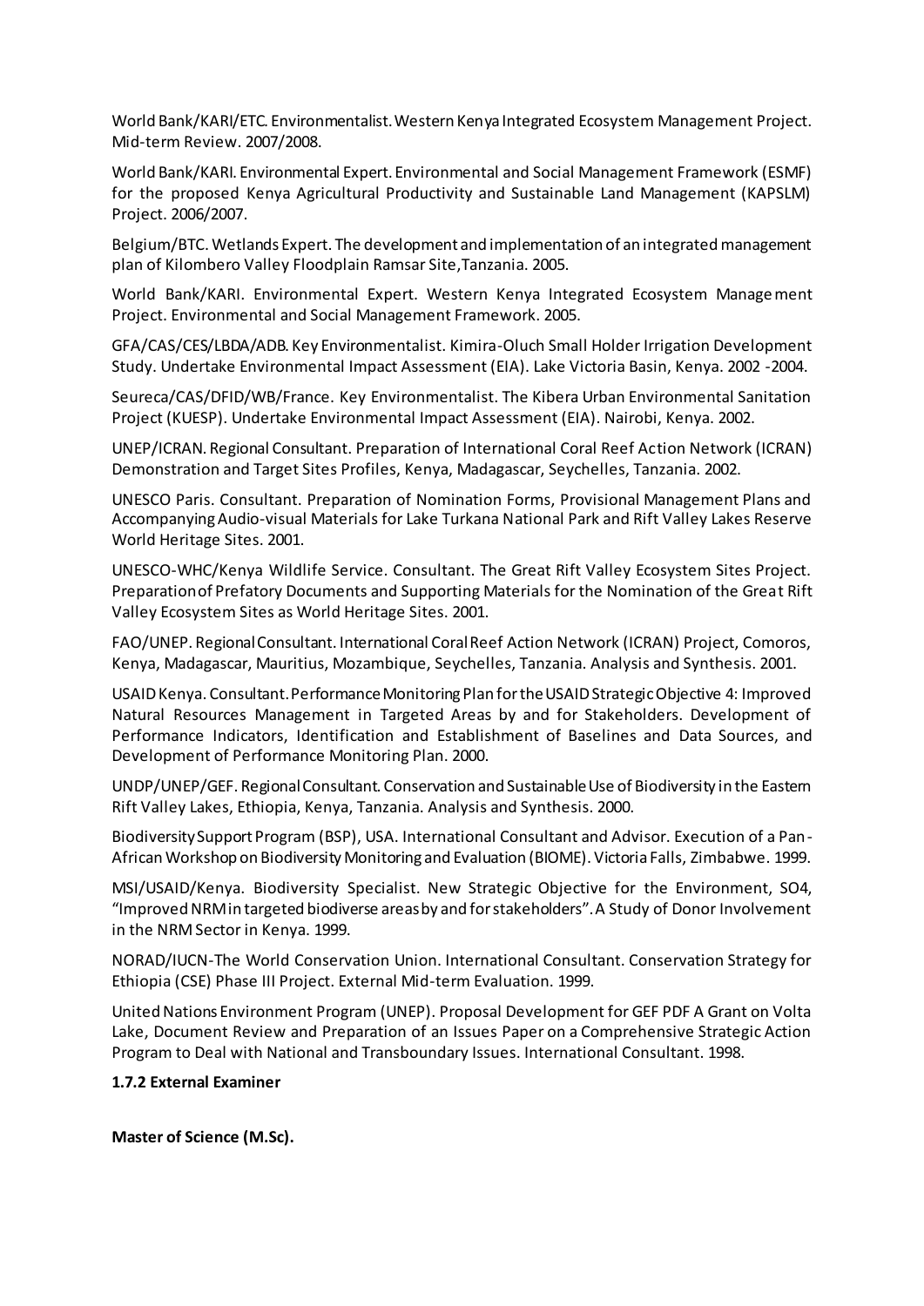World Bank/KARI/ETC. Environmentalist. Western Kenya Integrated Ecosystem Management Project. Mid-term Review. 2007/2008.

World Bank/KARI. Environmental Expert. Environmental and Social Management Framework (ESMF) for the proposed Kenya Agricultural Productivity and Sustainable Land Management (KAPSLM) Project. 2006/2007.

Belgium/BTC. Wetlands Expert. The development and implementation of an integrated management plan of Kilombero Valley Floodplain Ramsar Site,Tanzania. 2005.

World Bank/KARI. Environmental Expert. Western Kenya Integrated Ecosystem Management Project. Environmental and Social Management Framework. 2005.

GFA/CAS/CES/LBDA/ADB. Key Environmentalist. Kimira-Oluch Small Holder Irrigation Development Study. Undertake Environmental Impact Assessment (EIA). Lake Victoria Basin, Kenya. 2002 -2004.

Seureca/CAS/DFID/WB/France. Key Environmentalist. The Kibera Urban Environmental Sanitation Project (KUESP). Undertake Environmental Impact Assessment (EIA). Nairobi, Kenya. 2002.

UNEP/ICRAN. Regional Consultant. Preparation of International Coral Reef Action Network (ICRAN) Demonstration and Target Sites Profiles, Kenya, Madagascar, Seychelles, Tanzania. 2002.

UNESCO Paris. Consultant. Preparation of Nomination Forms, Provisional Management Plans and Accompanying Audio-visual Materials for Lake Turkana National Park and Rift Valley Lakes Reserve World Heritage Sites. 2001.

UNESCO-WHC/Kenya Wildlife Service. Consultant. The Great Rift Valley Ecosystem Sites Project. Preparation of Prefatory Documents and Supporting Materials for the Nomination of the Great Rift Valley Ecosystem Sites as World Heritage Sites. 2001.

FAO/UNEP. Regional Consultant. International Coral Reef Action Network (ICRAN) Project, Comoros, Kenya, Madagascar, Mauritius, Mozambique, Seychelles, Tanzania. Analysis and Synthesis. 2001.

USAID Kenya. Consultant. Performance Monitoring Plan for the USAID Strategic Objective 4: Improved Natural Resources Management in Targeted Areas by and for Stakeholders. Development of Performance Indicators, Identification and Establishment of Baselines and Data Sources, and Development of Performance Monitoring Plan. 2000.

UNDP/UNEP/GEF. Regional Consultant. Conservation and Sustainable Use of Biodiversity in the Eastern Rift Valley Lakes, Ethiopia, Kenya, Tanzania. Analysis and Synthesis. 2000.

Biodiversity Support Program (BSP), USA. International Consultant and Advisor. Execution of a Pan-African Workshop on Biodiversity Monitoring and Evaluation (BIOME). Victoria Falls, Zimbabwe. 1999.

MSI/USAID/Kenya. Biodiversity Specialist. New Strategic Objective for the Environment, SO4, "Improved NRM in targeted biodiverse areas by and for stakeholders". A Study of Donor Involvement in the NRM Sector in Kenya. 1999.

NORAD/IUCN-The World Conservation Union. International Consultant. Conservation Strategy for Ethiopia (CSE) Phase III Project. External Mid-term Evaluation. 1999.

United Nations Environment Program (UNEP). Proposal Development for GEF PDF A Grant on Volta Lake, Document Review and Preparation of an Issues Paper on a Comprehensive Strategic Action Program to Deal with National and Transboundary Issues. International Consultant. 1998.

**1.7.2 External Examiner**

**Master of Science (M.Sc).**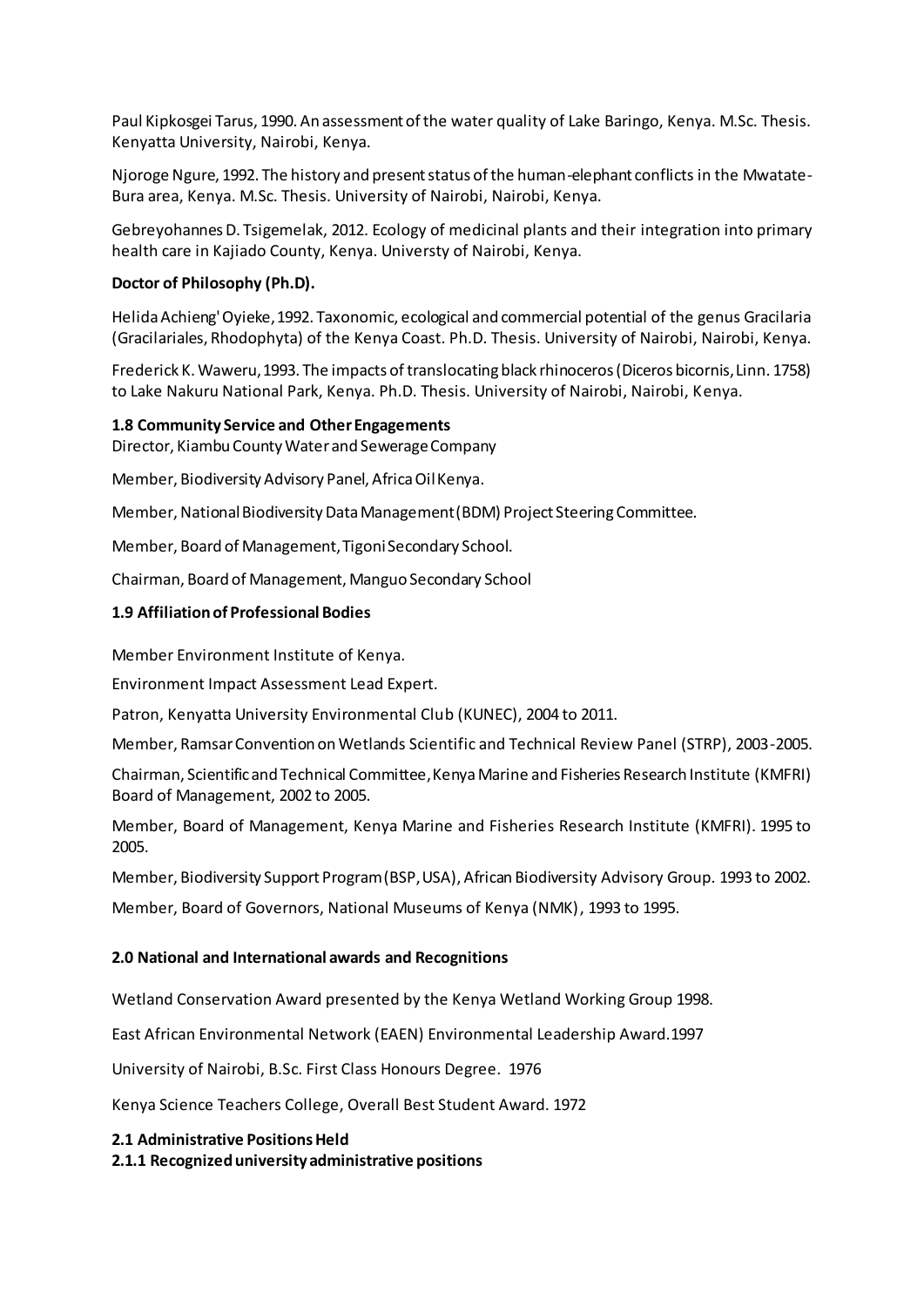Paul Kipkosgei Tarus, 1990. An assessment of the water quality of Lake Baringo, Kenya. M.Sc. Thesis. Kenyatta University, Nairobi, Kenya.

Njoroge Ngure, 1992. The history and present status of the human-elephant conflicts in the Mwatate-Bura area, Kenya. M.Sc. Thesis. University of Nairobi, Nairobi, Kenya.

Gebreyohannes D. Tsigemelak, 2012. Ecology of medicinal plants and their integration into primary health care in Kajiado County, Kenya. Universty of Nairobi, Kenya.

**Doctor of Philosophy (Ph.D).**

Helida Achieng' Oyieke, 1992. Taxonomic, ecological and commercial potential of the genus Gracilaria (Gracilariales, Rhodophyta) of the Kenya Coast. Ph.D. Thesis. University of Nairobi, Nairobi, Kenya.

Frederick K. Waweru, 1993. The impacts of translocating black rhinoceros (Diceros bicornis, Linn. 1758) to Lake Nakuru National Park, Kenya. Ph.D. Thesis. University of Nairobi, Nairobi, Kenya.

**1.8 Community Service and Other Engagements**

Director, Kiambu County Water and Sewerage Company

Member, Biodiversity Advisory Panel, Africa Oil Kenya.

Member, National Biodiversity Data Management (BDM) Project Steering Committee.

Member, Board of Management, Tigoni Secondary School.

Chairman, Board of Management, Manguo Secondary School

**1.9 Affiliation of Professional Bodies**

Member Environment Institute of Kenya.

Environment Impact Assessment Lead Expert.

Patron, Kenyatta University Environmental Club (KUNEC), 2004 to 2011.

Member, Ramsar Convention on Wetlands Scientific and Technical Review Panel (STRP), 2003-2005.

Chairman, Scientific and Technical Committee, Kenya Marine and Fisheries Research Institute (KMFRI) Board of Management, 2002 to 2005.

Member, Board of Management, Kenya Marine and Fisheries Research Institute (KMFRI). 1995 to 2005.

Member, Biodiversity Support Program (BSP, USA), African Biodiversity Advisory Group. 1993 to 2002.

Member, Board of Governors, National Museums of Kenya (NMK), 1993 to 1995.

**2.0 National and International awards and Recognitions**

Wetland Conservation Award presented by the Kenya Wetland Working Group 1998.

East African Environmental Network (EAEN) Environmental Leadership Award.1997

University of Nairobi, B.Sc. First Class Honours Degree. 1976

Kenya Science Teachers College, Overall Best Student Award. 1972

**2.1 Administrative Positions Held**

**2.1.1 Recognized university administrative positions**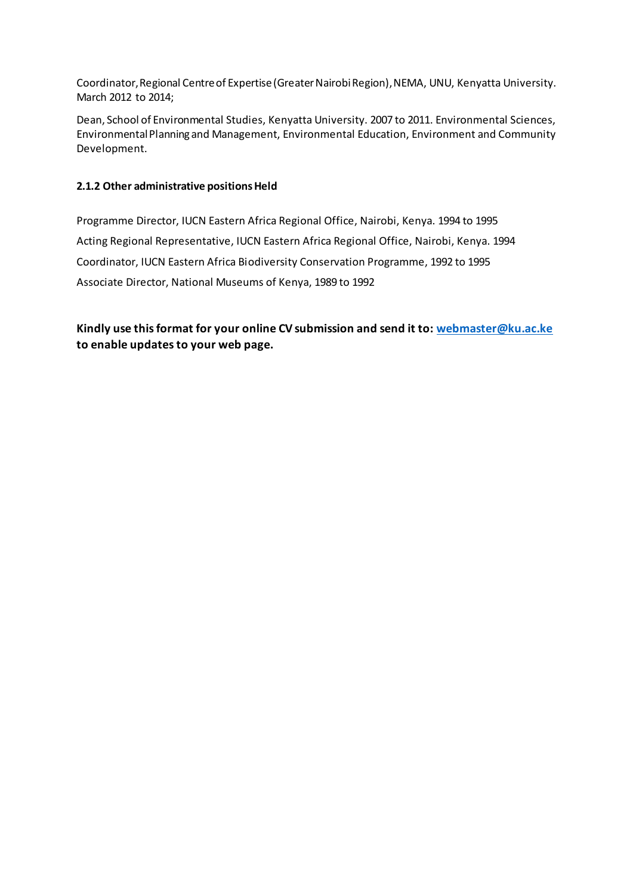Coordinator, Regional Centre of Expertise (Greater Nairobi Region), NEMA, UNU, Kenyatta University. March 2012 to 2014;

Dean, School of Environmental Studies, Kenyatta University. 2007 to 2011. Environmental Sciences, Environmental Planning and Management, Environmental Education, Environment and Community Development.

#### 2.1.2 Other administrative positions Held

Programme Director, IUCN Eastern Africa Regional Office, Nairobi, Kenya. 1994 to 1995

Acting Regional Representative, IUCN Eastern Africa Regional Office, Nairobi, Kenya. 1994

Coordinator, IUCN Eastern Africa Biodiversity Conservation Programme, 1992 to 1995

Associate Director, National Museums of Kenya, 1989 to 1992

**Kindly use this format for your online CV submission and send it to: [webmaster@ku.ac.ke](mailto:webmaster@ku.ac.ke) to enable updates to your web page.**